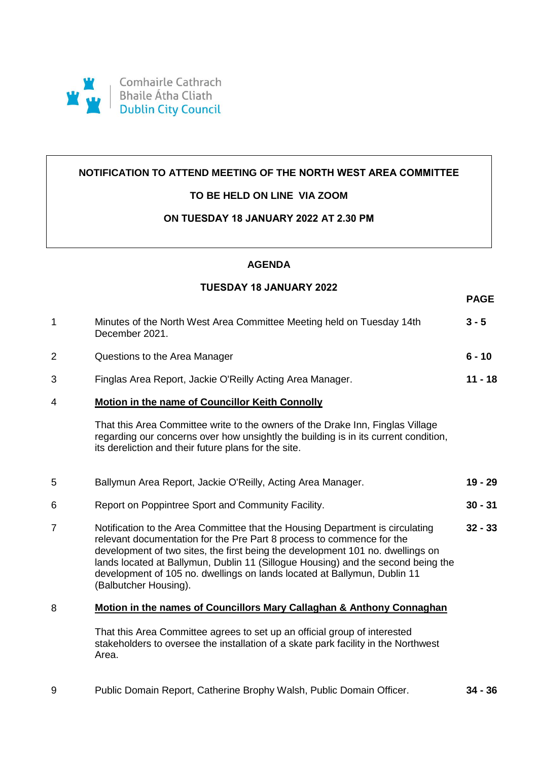Comhairle Cathrach
Bhaile Átha Cliath
Dublin City Council

**NOTIFICATION TO ATTEND MEETING OF THE NORTH WEST AREA COMMITTEE**

**TO BE HELD ON LINE VIA ZOOM**

**ON TUESDAY 18 JANUARY 2022 AT 2.30 PM**

## AGENDA

### TUESDAY 18 JANUARY 2022

| | | PAGE |
|---|---|---|
| 1 | Minutes of the North West Area Committee Meeting held on Tuesday 14th December 2021. | **3 - 5** |
| 2 | Questions to the Area Manager | **6 - 10** |
| 3 | Finglas Area Report, Jackie O'Reilly Acting Area Manager. | **11 - 18** |
| 4 | **Motion in the name of Councillor Keith Connolly**<br><br>That this Area Committee write to the owners of the Drake Inn, Finglas Village regarding our concerns over how unsightly the building is in its current condition, its dereliction and their future plans for the site. | |
| 5 | Ballymun Area Report, Jackie O'Reilly, Acting Area Manager. | **19 - 29** |
| 6 | Report on Poppintree Sport and Community Facility. | **30 - 31** |
| 7 | Notification to the Area Committee that the Housing Department is circulating relevant documentation for the Pre Part 8 process to commence for the development of two sites, the first being the development 101 no. dwellings on lands located at Ballymun, Dublin 11 (Sillogue Housing) and the second being the development of 105 no. dwellings on lands located at Ballymun, Dublin 11 (Balbutcher Housing). | **32 - 33** |
| 8 | **Motion in the names of Councillors Mary Callaghan & Anthony Connaghan**<br><br>That this Area Committee agrees to set up an official group of interested stakeholders to oversee the installation of a skate park facility in the Northwest Area. | |
| 9 | Public Domain Report, Catherine Brophy Walsh, Public Domain Officer. | **34 - 36** |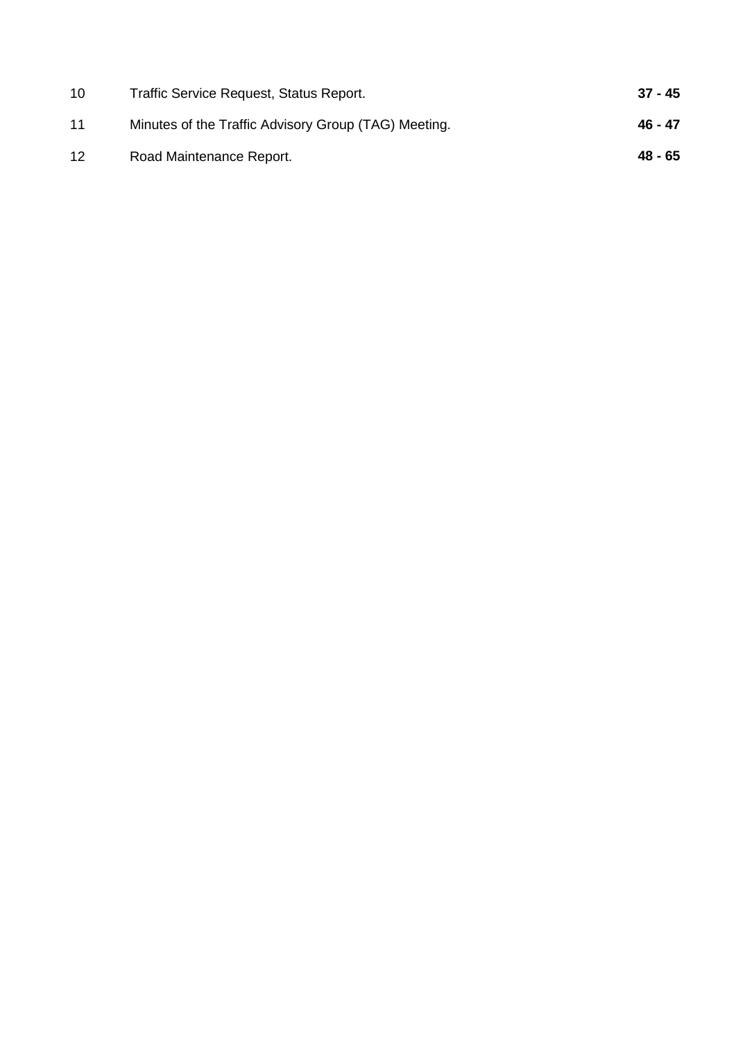| | | |
|---|---|---|
| 10 | Traffic Service Request, Status Report. | **37 - 45** |
| 11 | Minutes of the Traffic Advisory Group (TAG) Meeting. | **46 - 47** |
| 12 | Road Maintenance Report. | **48 - 65** |